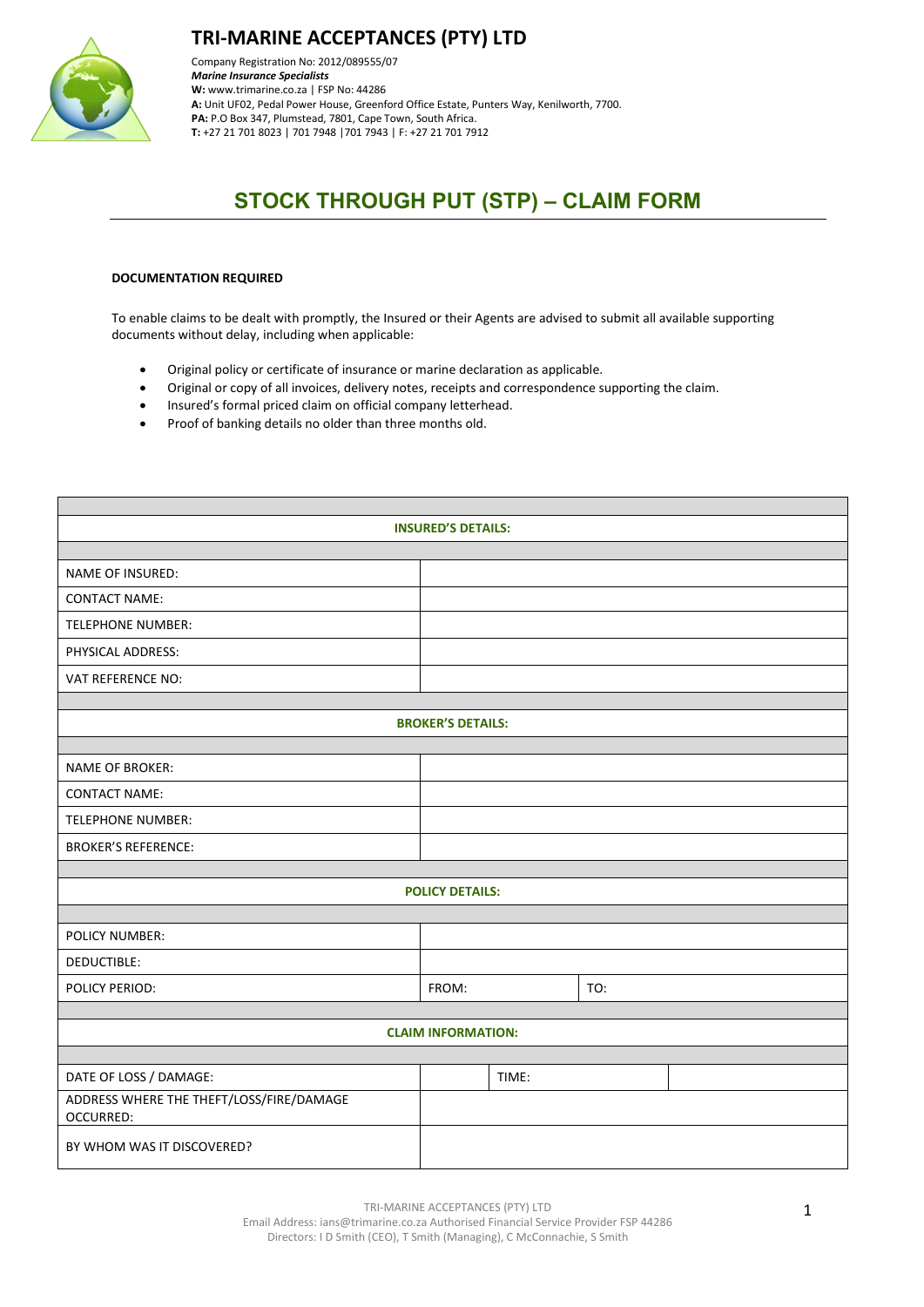# TRI-MARINE ACCEPTANCES (PTY) LTD

Company Registration No: 2012/089555/07
***Marine Insurance Specialists***
**W:** www.trimarine.co.za | FSP No: 44286
**A:** Unit UF02, Pedal Power House, Greenford Office Estate, Punters Way, Kenilworth, 7700.
**PA:** P.O Box 347, Plumstead, 7801, Cape Town, South Africa.
**T:** +27 21 701 8023 | 701 7948 |701 7943 | F: +27 21 701 7912

## STOCK THROUGH PUT (STP) – CLAIM FORM

**DOCUMENTATION REQUIRED**

To enable claims to be dealt with promptly, the Insured or their Agents are advised to submit all available supporting documents without delay, including when applicable:

- Original policy or certificate of insurance or marine declaration as applicable.
- Original or copy of all invoices, delivery notes, receipts and correspondence supporting the claim.
- Insured's formal priced claim on official company letterhead.
- Proof of banking details no older than three months old.

| **INSURED'S DETAILS:** | | | |
|---|---|---|---|
| NAME OF INSURED: | | | |
| CONTACT NAME: | | | |
| TELEPHONE NUMBER: | | | |
| PHYSICAL ADDRESS: | | | |
| VAT REFERENCE NO: | | | |
| **BROKER'S DETAILS:** | | | |
| NAME OF BROKER: | | | |
| CONTACT NAME: | | | |
| TELEPHONE NUMBER: | | | |
| BROKER'S REFERENCE: | | | |
| **POLICY DETAILS:** | | | |
| POLICY NUMBER: | | | |
| DEDUCTIBLE: | | | |
| POLICY PERIOD: | FROM: | TO: | |
| **CLAIM INFORMATION:** | | | |
| DATE OF LOSS / DAMAGE: | | TIME: | |
| ADDRESS WHERE THE THEFT/LOSS/FIRE/DAMAGE OCCURRED: | | | |
| BY WHOM WAS IT DISCOVERED? | | | |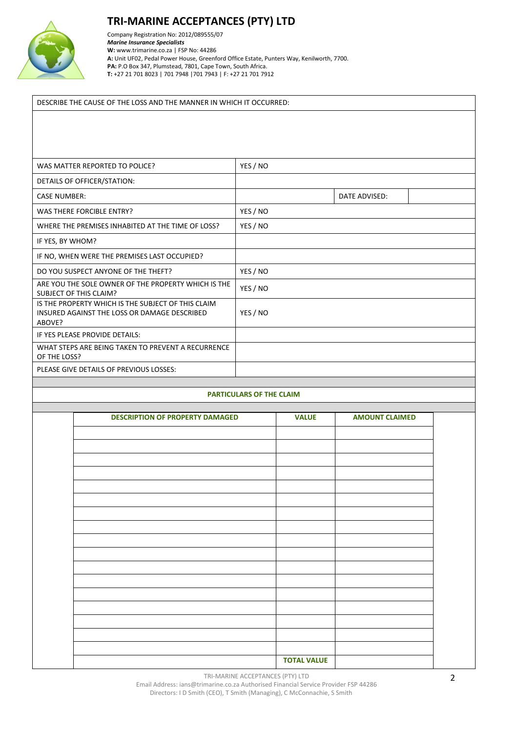# TRI-MARINE ACCEPTANCES (PTY) LTD

Company Registration No: 2012/089555/07
***Marine Insurance Specialists***
**W:** www.trimarine.co.za | FSP No: 44286
**A:** Unit UF02, Pedal Power House, Greenford Office Estate, Punters Way, Kenilworth, 7700.
**PA:** P.O Box 347, Plumstead, 7801, Cape Town, South Africa.
**T:** +27 21 701 8023 | 701 7948 |701 7943 | F: +27 21 701 7912

| DESCRIBE THE CAUSE OF THE LOSS AND THE MANNER IN WHICH IT OCCURRED: | | | |
|---|---|---|---|
| | | | |
| WAS MATTER REPORTED TO POLICE? | YES / NO | | |
| DETAILS OF OFFICER/STATION: | | | |
| CASE NUMBER: | | DATE ADVISED: | |
| WAS THERE FORCIBLE ENTRY? | YES / NO | | |
| WHERE THE PREMISES INHABITED AT THE TIME OF LOSS? | YES / NO | | |
| IF YES, BY WHOM? | | | |
| IF NO, WHEN WERE THE PREMISES LAST OCCUPIED? | | | |
| DO YOU SUSPECT ANYONE OF THE THEFT? | YES / NO | | |
| ARE YOU THE SOLE OWNER OF THE PROPERTY WHICH IS THE SUBJECT OF THIS CLAIM? | YES / NO | | |
| IS THE PROPERTY WHICH IS THE SUBJECT OF THIS CLAIM INSURED AGAINST THE LOSS OR DAMAGE DESCRIBED ABOVE? | YES / NO | | |
| IF YES PLEASE PROVIDE DETAILS: | | | |
| WHAT STEPS ARE BEING TAKEN TO PREVENT A RECURRENCE OF THE LOSS? | | | |
| PLEASE GIVE DETAILS OF PREVIOUS LOSSES: | | | |

## PARTICULARS OF THE CLAIM

| DESCRIPTION OF PROPERTY DAMAGED | VALUE | AMOUNT CLAIMED |
|---|---|---|
| | | |
| | | |
| | | |
| | | |
| | | |
| | | |
| | | |
| | | |
| | | |
| | | |
| | | |
| | | |
| | | |
| | | |
| | | |
| | | |
| | | |
| | **TOTAL VALUE** | |

TRI-MARINE ACCEPTANCES (PTY) LTD
Email Address: ians@trimarine.co.za Authorised Financial Service Provider FSP 44286
Directors: I D Smith (CEO), T Smith (Managing), C McConnachie, S Smith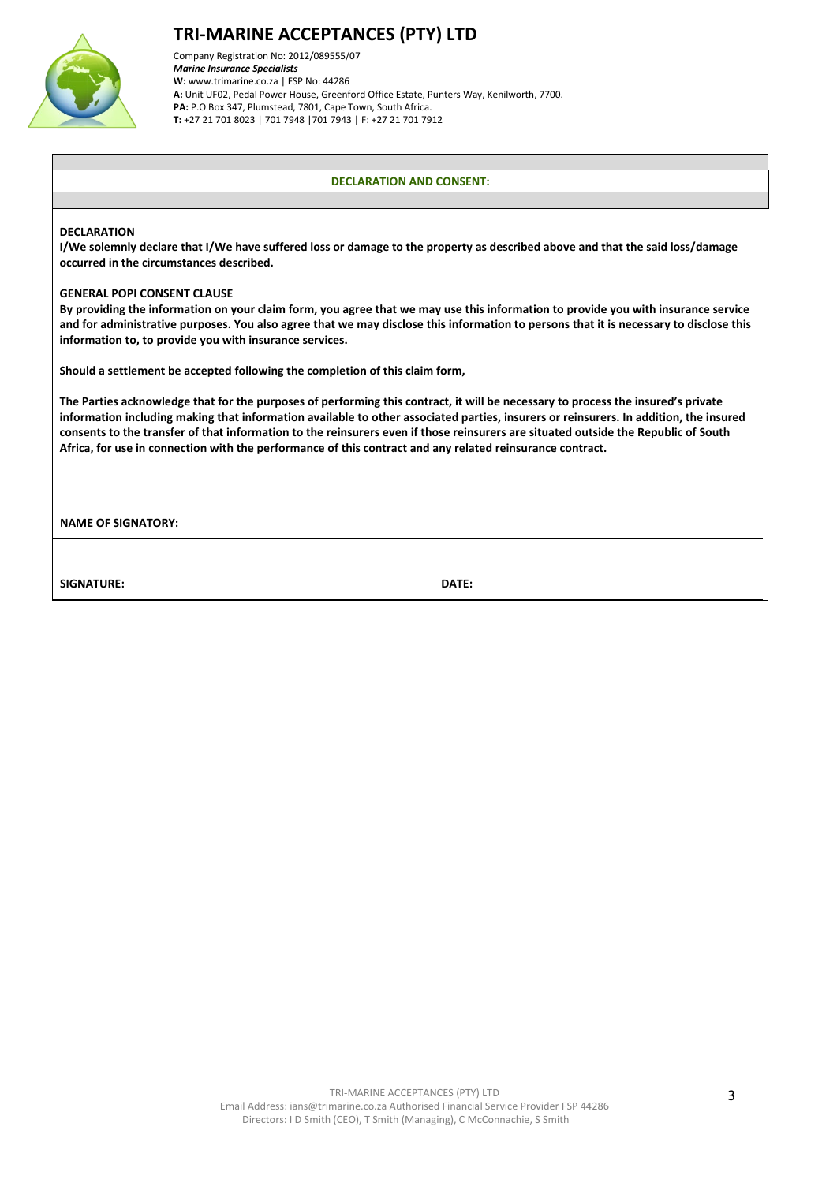# TRI-MARINE ACCEPTANCES (PTY) LTD

Company Registration No: 2012/089555/07
***Marine Insurance Specialists***
**W:** www.trimarine.co.za | FSP No: 44286
**A:** Unit UF02, Pedal Power House, Greenford Office Estate, Punters Way, Kenilworth, 7700.
**PA:** P.O Box 347, Plumstead, 7801, Cape Town, South Africa.
**T:** +27 21 701 8023 | 701 7948 |701 7943 | F: +27 21 701 7912

## DECLARATION AND CONSENT:

**DECLARATION**

**I/We solemnly declare that I/We have suffered loss or damage to the property as described above and that the said loss/damage occurred in the circumstances described.**

**GENERAL POPI CONSENT CLAUSE**

**By providing the information on your claim form, you agree that we may use this information to provide you with insurance service and for administrative purposes. You also agree that we may disclose this information to persons that it is necessary to disclose this information to, to provide you with insurance services.**

**Should a settlement be accepted following the completion of this claim form,**

**The Parties acknowledge that for the purposes of performing this contract, it will be necessary to process the insured's private information including making that information available to other associated parties, insurers or reinsurers. In addition, the insured consents to the transfer of that information to the reinsurers even if those reinsurers are situated outside the Republic of South Africa, for use in connection with the performance of this contract and any related reinsurance contract.**

**NAME OF SIGNATORY:**

**SIGNATURE:** **DATE:**

TRI-MARINE ACCEPTANCES (PTY) LTD
Email Address: ians@trimarine.co.za Authorised Financial Service Provider FSP 44286
Directors: I D Smith (CEO), T Smith (Managing), C McConnachie, S Smith